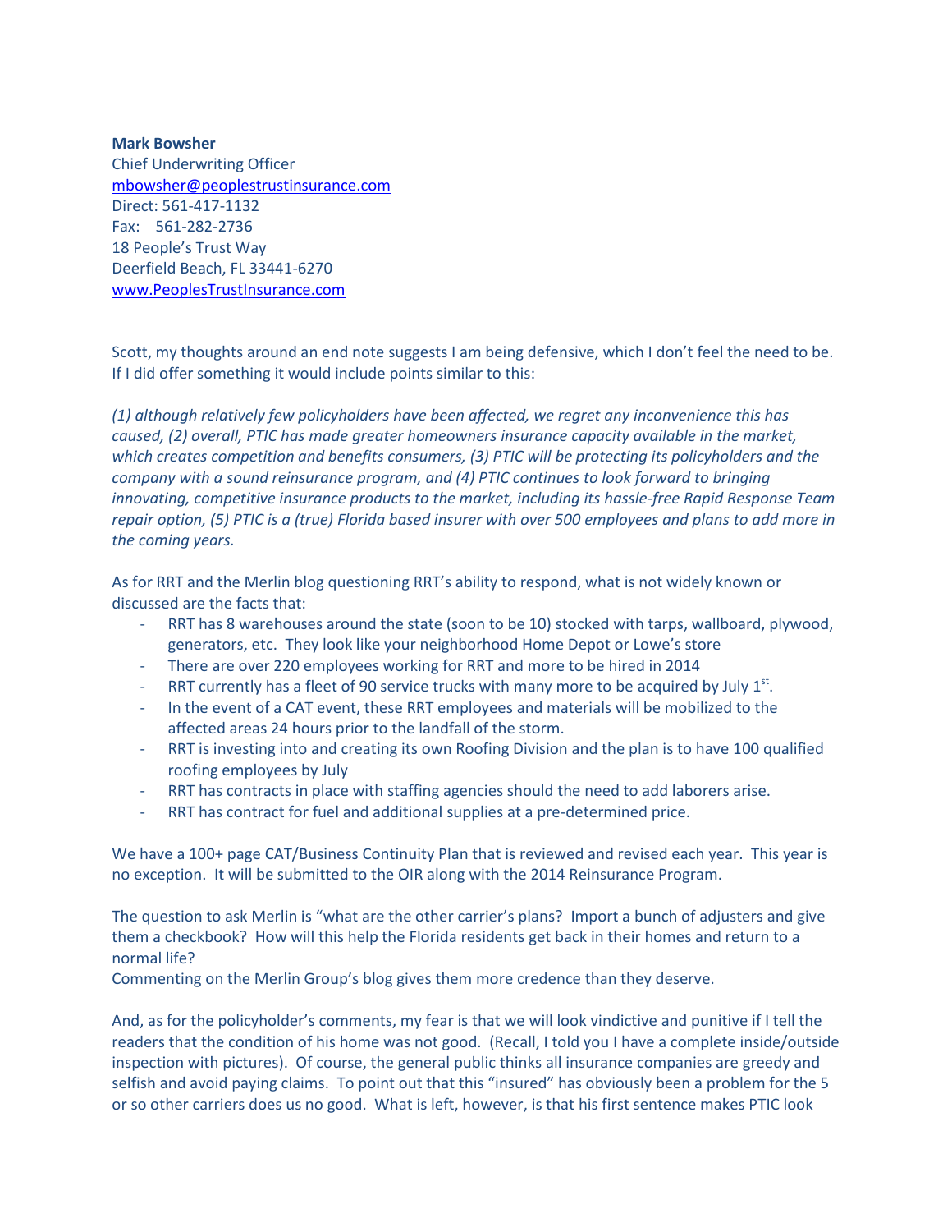**Mark Bowsher**
Chief Underwriting Officer
mbowsher@peoplestrustinsurance.com
Direct: 561-417-1132
Fax: 561-282-2736
18 People's Trust Way
Deerfield Beach, FL 33441-6270
www.PeoplesTrustInsurance.com

Scott, my thoughts around an end note suggests I am being defensive, which I don't feel the need to be. If I did offer something it would include points similar to this:

*(1) although relatively few policyholders have been affected, we regret any inconvenience this has caused, (2) overall, PTIC has made greater homeowners insurance capacity available in the market, which creates competition and benefits consumers, (3) PTIC will be protecting its policyholders and the company with a sound reinsurance program, and (4) PTIC continues to look forward to bringing innovating, competitive insurance products to the market, including its hassle-free Rapid Response Team repair option, (5) PTIC is a (true) Florida based insurer with over 500 employees and plans to add more in the coming years.*

As for RRT and the Merlin blog questioning RRT's ability to respond, what is not widely known or discussed are the facts that:

- RRT has 8 warehouses around the state (soon to be 10) stocked with tarps, wallboard, plywood, generators, etc. They look like your neighborhood Home Depot or Lowe's store
- There are over 220 employees working for RRT and more to be hired in 2014
- RRT currently has a fleet of 90 service trucks with many more to be acquired by July 1st.
- In the event of a CAT event, these RRT employees and materials will be mobilized to the affected areas 24 hours prior to the landfall of the storm.
- RRT is investing into and creating its own Roofing Division and the plan is to have 100 qualified roofing employees by July
- RRT has contracts in place with staffing agencies should the need to add laborers arise.
- RRT has contract for fuel and additional supplies at a pre-determined price.

We have a 100+ page CAT/Business Continuity Plan that is reviewed and revised each year. This year is no exception. It will be submitted to the OIR along with the 2014 Reinsurance Program.

The question to ask Merlin is "what are the other carrier's plans? Import a bunch of adjusters and give them a checkbook? How will this help the Florida residents get back in their homes and return to a normal life?
Commenting on the Merlin Group's blog gives them more credence than they deserve.

And, as for the policyholder's comments, my fear is that we will look vindictive and punitive if I tell the readers that the condition of his home was not good. (Recall, I told you I have a complete inside/outside inspection with pictures). Of course, the general public thinks all insurance companies are greedy and selfish and avoid paying claims. To point out that this "insured" has obviously been a problem for the 5 or so other carriers does us no good. What is left, however, is that his first sentence makes PTIC look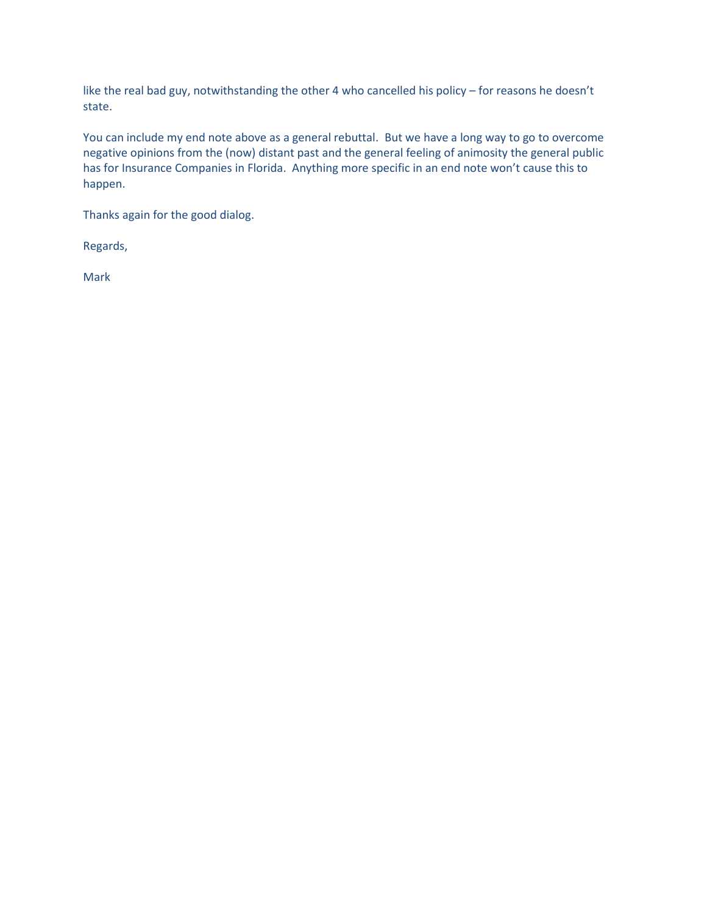like the real bad guy, notwithstanding the other 4 who cancelled his policy – for reasons he doesn't state.

You can include my end note above as a general rebuttal. But we have a long way to go to overcome negative opinions from the (now) distant past and the general feeling of animosity the general public has for Insurance Companies in Florida. Anything more specific in an end note won't cause this to happen.

Thanks again for the good dialog.

Regards,

Mark